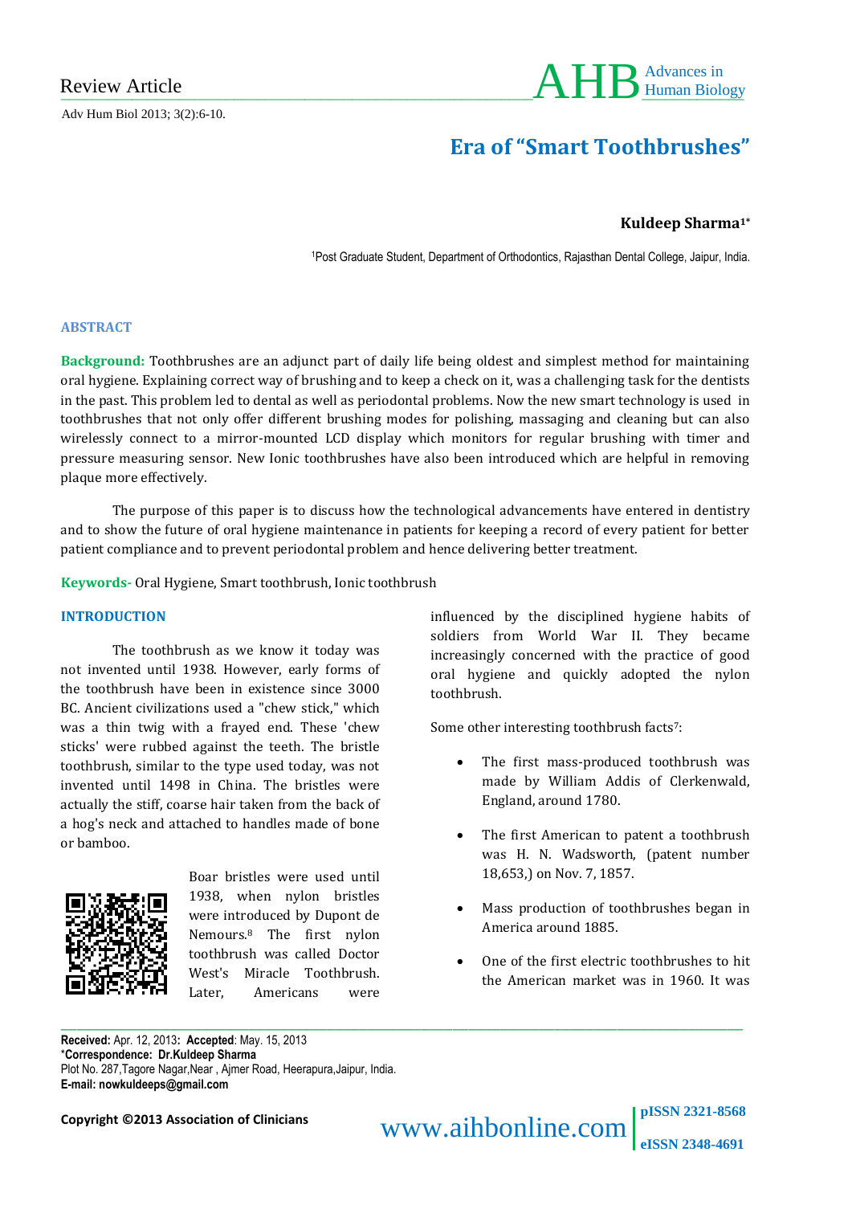Review Article

# Era of "Smart Toothbrushes"

**Kuldeep Sharma[1*]**

[1]Post Graduate Student, Department of Orthodontics, Rajasthan Dental College, Jaipur, India.

## ABSTRACT

**Background:** Toothbrushes are an adjunct part of daily life being oldest and simplest method for maintaining oral hygiene. Explaining correct way of brushing and to keep a check on it, was a challenging task for the dentists in the past. This problem led to dental as well as periodontal problems. Now the new smart technology is used in toothbrushes that not only offer different brushing modes for polishing, massaging and cleaning but can also wirelessly connect to a mirror-mounted LCD display which monitors for regular brushing with timer and pressure measuring sensor. New Ionic toothbrushes have also been introduced which are helpful in removing plaque more effectively.

The purpose of this paper is to discuss how the technological advancements have entered in dentistry and to show the future of oral hygiene maintenance in patients for keeping a record of every patient for better patient compliance and to prevent periodontal problem and hence delivering better treatment.

**Keywords-** Oral Hygiene, Smart toothbrush, Ionic toothbrush

## INTRODUCTION

The toothbrush as we know it today was not invented until 1938. However, early forms of the toothbrush have been in existence since 3000 BC. Ancient civilizations used a "chew stick," which was a thin twig with a frayed end. These 'chew sticks' were rubbed against the teeth. The bristle toothbrush, similar to the type used today, was not invented until 1498 in China. The bristles were actually the stiff, coarse hair taken from the back of a hog's neck and attached to handles made of bone or bamboo.

Boar bristles were used until 1938, when nylon bristles were introduced by Dupont de Nemours.[8] The first nylon toothbrush was called Doctor West's Miracle Toothbrush. Later, Americans were influenced by the disciplined hygiene habits of soldiers from World War II. They became increasingly concerned with the practice of good oral hygiene and quickly adopted the nylon toothbrush.

Some other interesting toothbrush facts[7]:

- The first mass-produced toothbrush was made by William Addis of Clerkenwald, England, around 1780.
- The first American to patent a toothbrush was H. N. Wadsworth, (patent number 18,653,) on Nov. 7, 1857.
- Mass production of toothbrushes began in America around 1885.
- One of the first electric toothbrushes to hit the American market was in 1960. It was

---

**Received:** Apr. 12, 2013**: Accepted**: May. 15, 2013
*__Correspondence: Dr.Kuldeep Sharma__
Plot No. 287,Tagore Nagar,Near , Ajmer Road, Heerapura,Jaipur, India.
**E-mail: nowkuldeeps@gmail.com**

**Copyright ©2013 Association of Clinicians**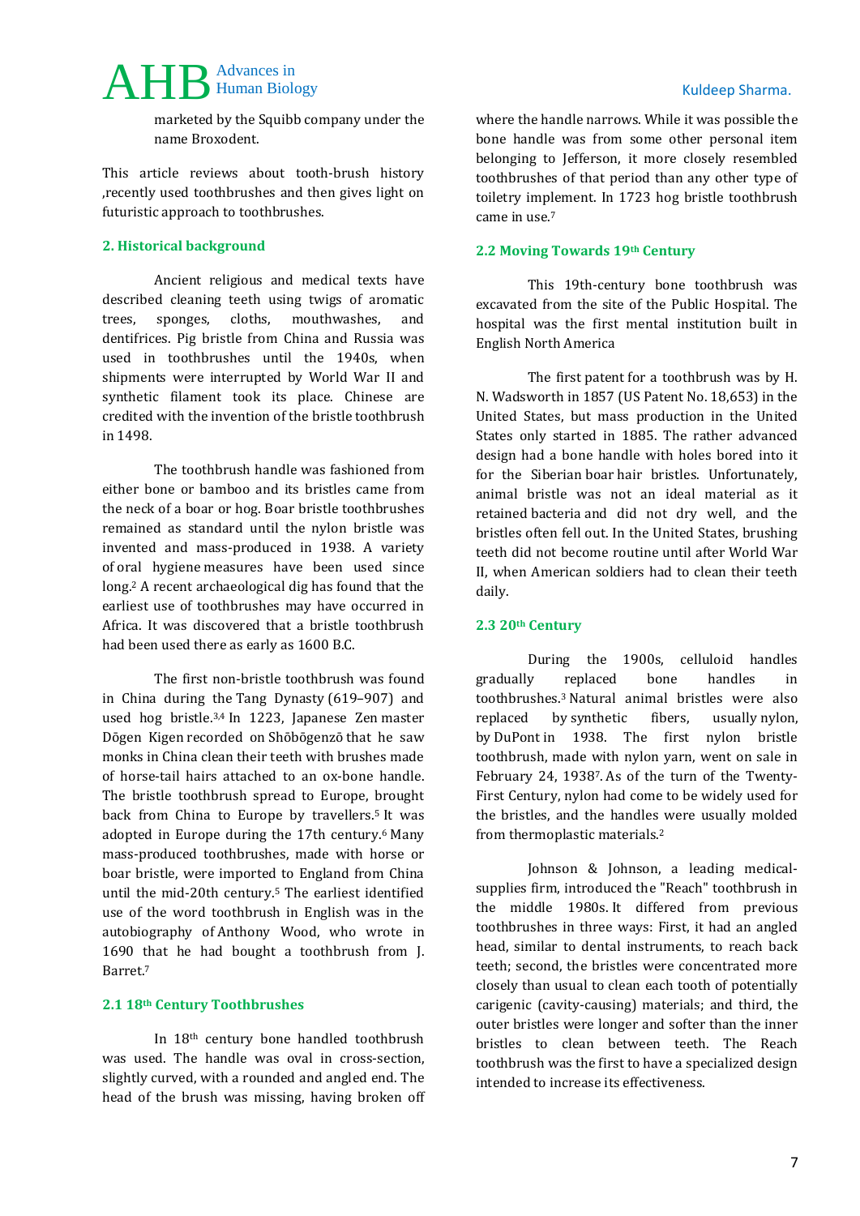marketed by the Squibb company under the name Broxodent.

This article reviews about tooth-brush history ,recently used toothbrushes and then gives light on futuristic approach to toothbrushes.

## 2. Historical background

Ancient religious and medical texts have described cleaning teeth using twigs of aromatic trees, sponges, cloths, mouthwashes, and dentifrices. Pig bristle from China and Russia was used in toothbrushes until the 1940s, when shipments were interrupted by World War II and synthetic filament took its place. Chinese are credited with the invention of the bristle toothbrush in 1498.

The toothbrush handle was fashioned from either bone or bamboo and its bristles came from the neck of a boar or hog. Boar bristle toothbrushes remained as standard until the nylon bristle was invented and mass-produced in 1938. A variety of oral hygiene measures have been used since long.[2] A recent archaeological dig has found that the earliest use of toothbrushes may have occurred in Africa. It was discovered that a bristle toothbrush had been used there as early as 1600 B.C.

The first non-bristle toothbrush was found in China during the Tang Dynasty (619–907) and used hog bristle.[3,4] In 1223, Japanese Zen master Dōgen Kigen recorded on Shōbōgenzō that he saw monks in China clean their teeth with brushes made of horse-tail hairs attached to an ox-bone handle. The bristle toothbrush spread to Europe, brought back from China to Europe by travellers.[5] It was adopted in Europe during the 17th century.[6] Many mass-produced toothbrushes, made with horse or boar bristle, were imported to England from China until the mid-20th century.[5] The earliest identified use of the word toothbrush in English was in the autobiography of Anthony Wood, who wrote in 1690 that he had bought a toothbrush from J. Barret.[7]

### 2.1 18th Century Toothbrushes

In 18th century bone handled toothbrush was used. The handle was oval in cross-section, slightly curved, with a rounded and angled end. The head of the brush was missing, having broken off where the handle narrows. While it was possible the bone handle was from some other personal item belonging to Jefferson, it more closely resembled toothbrushes of that period than any other type of toiletry implement. In 1723 hog bristle toothbrush came in use.[7]

### 2.2 Moving Towards 19th Century

This 19th-century bone toothbrush was excavated from the site of the Public Hospital. The hospital was the first mental institution built in English North America

The first patent for a toothbrush was by H. N. Wadsworth in 1857 (US Patent No. 18,653) in the United States, but mass production in the United States only started in 1885. The rather advanced design had a bone handle with holes bored into it for the Siberian boar hair bristles. Unfortunately, animal bristle was not an ideal material as it retained bacteria and did not dry well, and the bristles often fell out. In the United States, brushing teeth did not become routine until after World War II, when American soldiers had to clean their teeth daily.

### 2.3 20th Century

During the 1900s, celluloid handles gradually replaced bone handles in toothbrushes.[3] Natural animal bristles were also replaced by synthetic fibers, usually nylon, by DuPont in 1938. The first nylon bristle toothbrush, made with nylon yarn, went on sale in February 24, 1938[7]. As of the turn of the Twenty-First Century, nylon had come to be widely used for the bristles, and the handles were usually molded from thermoplastic materials.[2]

Johnson & Johnson, a leading medical-supplies firm, introduced the "Reach" toothbrush in the middle 1980s. It differed from previous toothbrushes in three ways: First, it had an angled head, similar to dental instruments, to reach back teeth; second, the bristles were concentrated more closely than usual to clean each tooth of potentially carigenic (cavity-causing) materials; and third, the outer bristles were longer and softer than the inner bristles to clean between teeth. The Reach toothbrush was the first to have a specialized design intended to increase its effectiveness.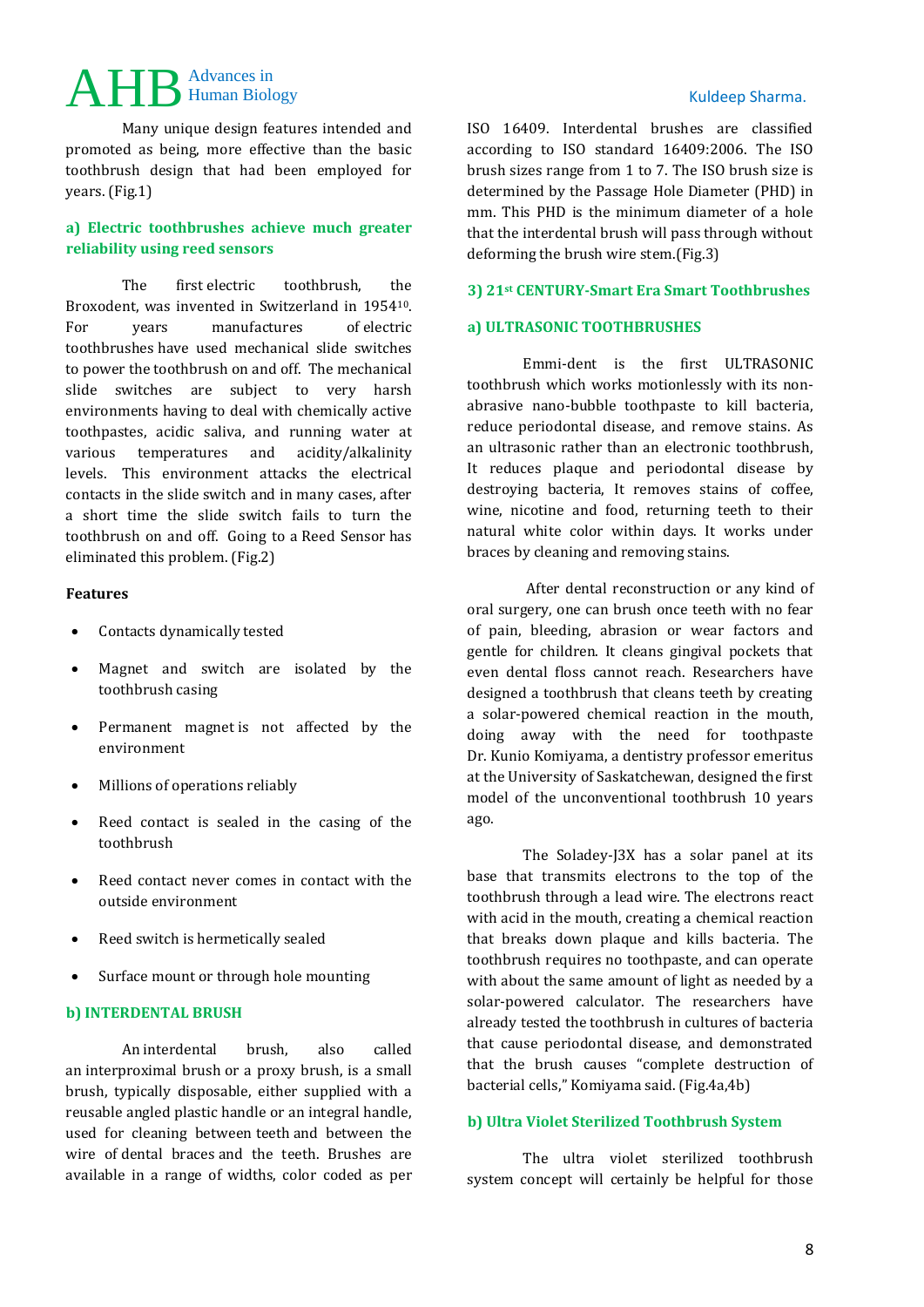Many unique design features intended and promoted as being, more effective than the basic toothbrush design that had been employed for years. (Fig.1)

### a) Electric toothbrushes achieve much greater reliability using reed sensors

The first electric toothbrush, the Broxodent, was invented in Switzerland in 1954[10]. For years manufactures of electric toothbrushes have used mechanical slide switches to power the toothbrush on and off. The mechanical slide switches are subject to very harsh environments having to deal with chemically active toothpastes, acidic saliva, and running water at various temperatures and acidity/alkalinity levels. This environment attacks the electrical contacts in the slide switch and in many cases, after a short time the slide switch fails to turn the toothbrush on and off. Going to a Reed Sensor has eliminated this problem. (Fig.2)

**Features**

- Contacts dynamically tested
- Magnet and switch are isolated by the toothbrush casing
- Permanent magnet is not affected by the environment
- Millions of operations reliably
- Reed contact is sealed in the casing of the toothbrush
- Reed contact never comes in contact with the outside environment
- Reed switch is hermetically sealed
- Surface mount or through hole mounting

### b) INTERDENTAL BRUSH

An interdental brush, also called an interproximal brush or a proxy brush, is a small brush, typically disposable, either supplied with a reusable angled plastic handle or an integral handle, used for cleaning between teeth and between the wire of dental braces and the teeth. Brushes are available in a range of widths, color coded as per ISO 16409. Interdental brushes are classified according to ISO standard 16409:2006. The ISO brush sizes range from 1 to 7. The ISO brush size is determined by the Passage Hole Diameter (PHD) in mm. This PHD is the minimum diameter of a hole that the interdental brush will pass through without deforming the brush wire stem.(Fig.3)

## 3) 21st CENTURY-Smart Era Smart Toothbrushes

### a) ULTRASONIC TOOTHBRUSHES

Emmi-dent is the first ULTRASONIC toothbrush which works motionlessly with its non-abrasive nano-bubble toothpaste to kill bacteria, reduce periodontal disease, and remove stains. As an ultrasonic rather than an electronic toothbrush, It reduces plaque and periodontal disease by destroying bacteria, It removes stains of coffee, wine, nicotine and food, returning teeth to their natural white color within days. It works under braces by cleaning and removing stains.

After dental reconstruction or any kind of oral surgery, one can brush once teeth with no fear of pain, bleeding, abrasion or wear factors and gentle for children. It cleans gingival pockets that even dental floss cannot reach. Researchers have designed a toothbrush that cleans teeth by creating a solar-powered chemical reaction in the mouth, doing away with the need for toothpaste Dr. Kunio Komiyama, a dentistry professor emeritus at the University of Saskatchewan, designed the first model of the unconventional toothbrush 10 years ago.

The Soladey-J3X has a solar panel at its base that transmits electrons to the top of the toothbrush through a lead wire. The electrons react with acid in the mouth, creating a chemical reaction that breaks down plaque and kills bacteria. The toothbrush requires no toothpaste, and can operate with about the same amount of light as needed by a solar-powered calculator. The researchers have already tested the toothbrush in cultures of bacteria that cause periodontal disease, and demonstrated that the brush causes "complete destruction of bacterial cells," Komiyama said. (Fig.4a,4b)

### b) Ultra Violet Sterilized Toothbrush System

The ultra violet sterilized toothbrush system concept will certainly be helpful for those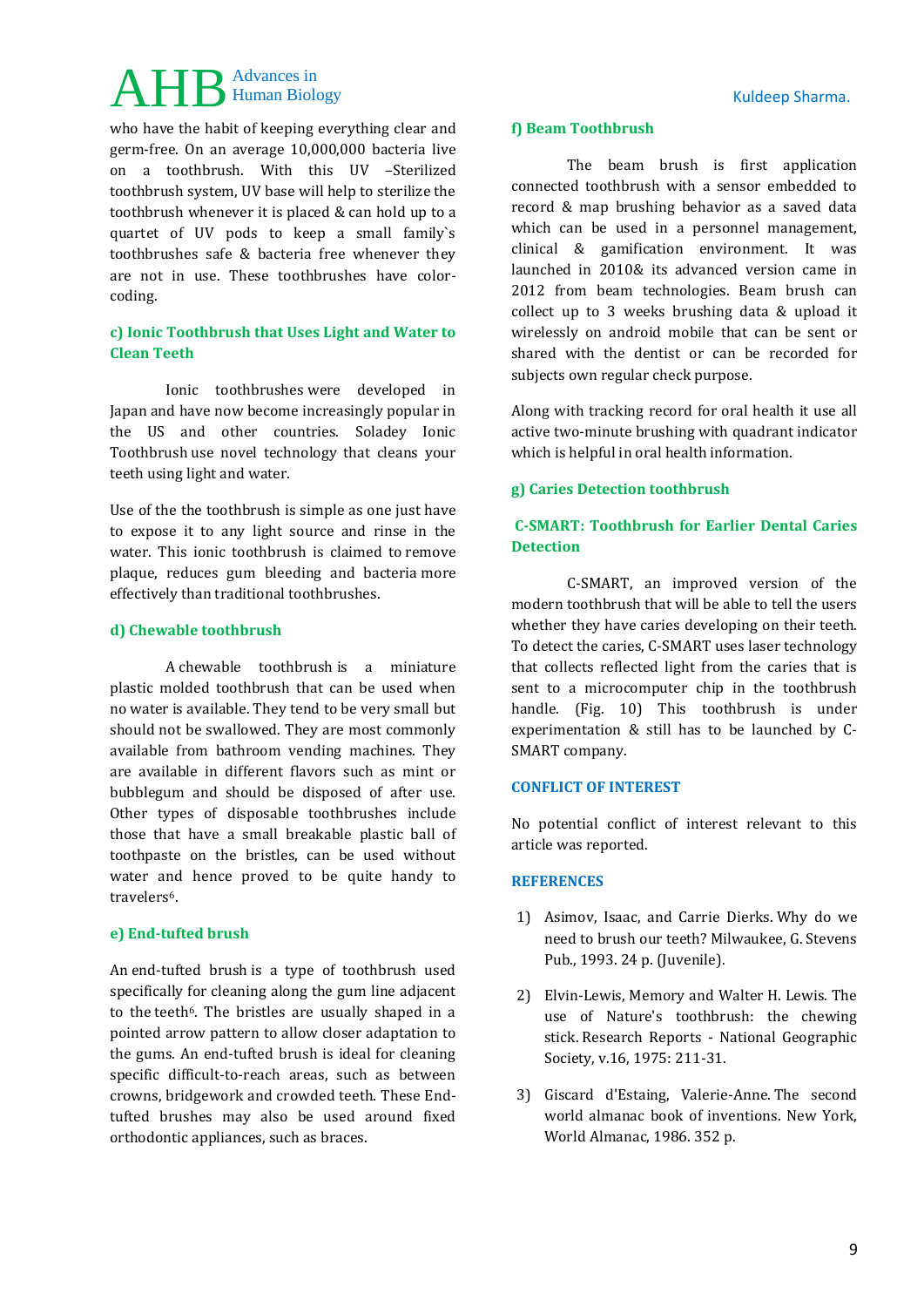who have the habit of keeping everything clear and germ-free. On an average 10,000,000 bacteria live on a toothbrush. With this UV –Sterilized toothbrush system, UV base will help to sterilize the toothbrush whenever it is placed & can hold up to a quartet of UV pods to keep a small family`s toothbrushes safe & bacteria free whenever they are not in use. These toothbrushes have color-coding.

### c) Ionic Toothbrush that Uses Light and Water to Clean Teeth

Ionic toothbrushes were developed in Japan and have now become increasingly popular in the US and other countries. Soladey Ionic Toothbrush use novel technology that cleans your teeth using light and water.

Use of the the toothbrush is simple as one just have to expose it to any light source and rinse in the water. This ionic toothbrush is claimed to remove plaque, reduces gum bleeding and bacteria more effectively than traditional toothbrushes.

### d) Chewable toothbrush

A chewable toothbrush is a miniature plastic molded toothbrush that can be used when no water is available. They tend to be very small but should not be swallowed. They are most commonly available from bathroom vending machines. They are available in different flavors such as mint or bubblegum and should be disposed of after use. Other types of disposable toothbrushes include those that have a small breakable plastic ball of toothpaste on the bristles, can be used without water and hence proved to be quite handy to travelers[6].

### e) End-tufted brush

An end-tufted brush is a type of toothbrush used specifically for cleaning along the gum line adjacent to the teeth[6]. The bristles are usually shaped in a pointed arrow pattern to allow closer adaptation to the gums. An end-tufted brush is ideal for cleaning specific difficult-to-reach areas, such as between crowns, bridgework and crowded teeth. These End-tufted brushes may also be used around fixed orthodontic appliances, such as braces.

### f) Beam Toothbrush

The beam brush is first application connected toothbrush with a sensor embedded to record & map brushing behavior as a saved data which can be used in a personnel management, clinical & gamification environment. It was launched in 2010& its advanced version came in 2012 from beam technologies. Beam brush can collect up to 3 weeks brushing data & upload it wirelessly on android mobile that can be sent or shared with the dentist or can be recorded for subjects own regular check purpose.

Along with tracking record for oral health it use all active two-minute brushing with quadrant indicator which is helpful in oral health information.

### g) Caries Detection toothbrush

### C-SMART: Toothbrush for Earlier Dental Caries Detection

C-SMART, an improved version of the modern toothbrush that will be able to tell the users whether they have caries developing on their teeth. To detect the caries, C-SMART uses laser technology that collects reflected light from the caries that is sent to a microcomputer chip in the toothbrush handle. (Fig. 10) This toothbrush is under experimentation & still has to be launched by C-SMART company.

## CONFLICT OF INTEREST

No potential conflict of interest relevant to this article was reported.

## REFERENCES

1) Asimov, Isaac, and Carrie Dierks. Why do we need to brush our teeth? Milwaukee, G. Stevens Pub., 1993. 24 p. (Juvenile).

2) Elvin-Lewis, Memory and Walter H. Lewis. The use of Nature's toothbrush: the chewing stick. Research Reports - National Geographic Society, v.16, 1975: 211-31.

3) Giscard d'Estaing, Valerie-Anne. The second world almanac book of inventions. New York, World Almanac, 1986. 352 p.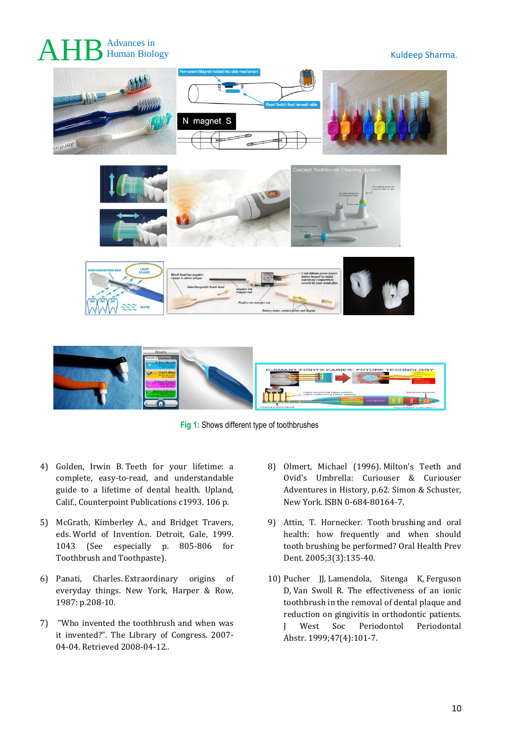Fig 1: Shows different type of toothbrushes

4) Golden, Irwin B. Teeth for your lifetime: a complete, easy-to-read, and understandable guide to a lifetime of dental health. Upland, Calif., Counterpoint Publications c1993. 106 p.

5) McGrath, Kimberley A., and Bridget Travers, eds. World of Invention. Detroit, Gale, 1999. 1043 (See especially p. 805-806 for Toothbrush and Toothpaste).

6) Panati, Charles. Extraordinary origins of everyday things. New York, Harper & Row, 1987: p.208-10.

7) "Who invented the toothbrush and when was it invented?". The Library of Congress. 2007-04-04. Retrieved 2008-04-12..

8) Olmert, Michael (1996). Milton's Teeth and Ovid's Umbrella: Curiouser & Curiouser Adventures in History, p.62. Simon & Schuster, New York. ISBN 0-684-80164-7.

9) Attin, T. Hornecker. Tooth brushing and oral health: how frequently and when should tooth brushing be performed? Oral Health Prev Dent. 2005;3(3):135-40.

10) Pucher JJ, Lamendola, Sitenga K, Ferguson D, Van Swoll R. The effectiveness of an ionic toothbrush in the removal of dental plaque and reduction on gingivitis in orthodontic patients. J West Soc Periodontol Periodontal Abstr. 1999;47(4):101-7.